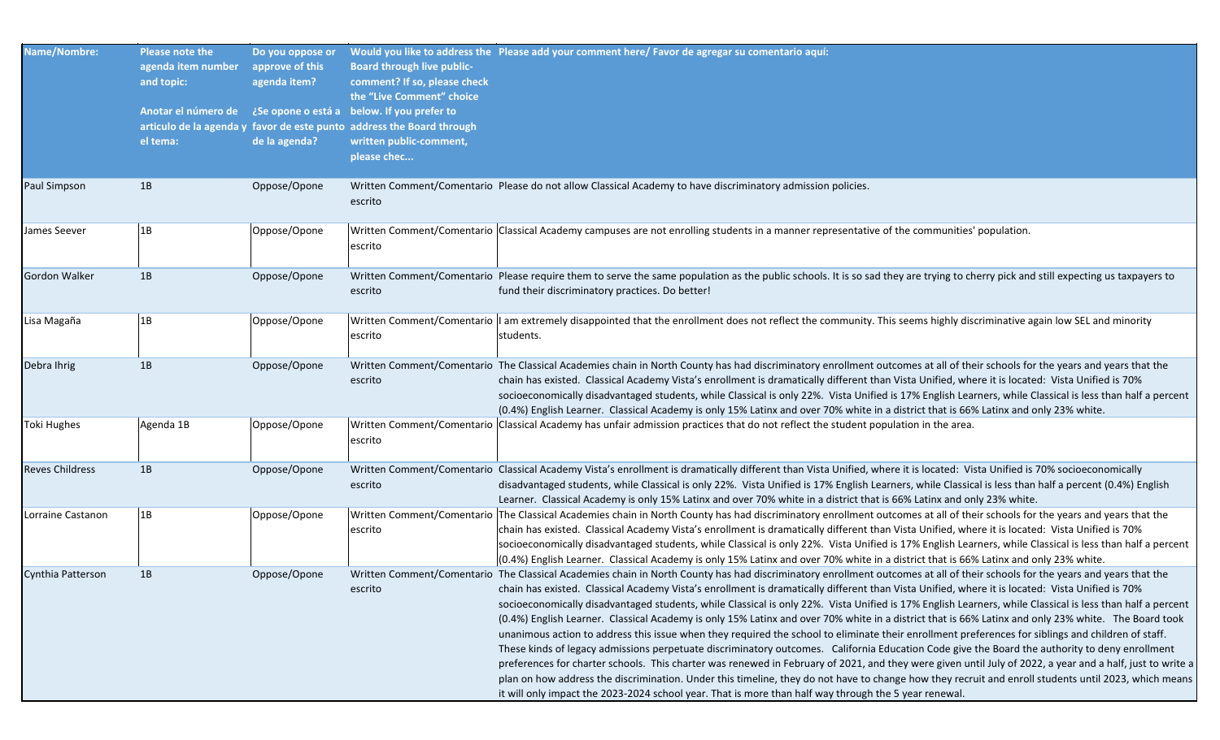| Name/Nombre: | Please note the agenda item number and topic: Anotar el número de articulo de la agenda y el tema: | Do you oppose or approve of this agenda item? ¿Se opone o está a favor de este punto de la agenda? | Would you like to address the Board through live public-comment? If so, please check the "Live Comment" choice below. If you prefer to address the Board through written public-comment, please chec... | Please add your comment here/ Favor de agregar su comentario aquí: |
|---|---|---|---|---|
| Paul Simpson | 1B | Oppose/Opone | Written Comment/Comentario escrito | Please do not allow Classical Academy to have discriminatory admission policies. |
| James Seever | 1B | Oppose/Opone | Written Comment/Comentario escrito | Classical Academy campuses are not enrolling students in a manner representative of the communities' population. |
| Gordon Walker | 1B | Oppose/Opone | Written Comment/Comentario escrito | Please require them to serve the same population as the public schools. It is so sad they are trying to cherry pick and still expecting us taxpayers to fund their discriminatory practices. Do better! |
| Lisa Magaña | 1B | Oppose/Opone | Written Comment/Comentario escrito | I am extremely disappointed that the enrollment does not reflect the community. This seems highly discriminative again low SEL and minority students. |
| Debra Ihrig | 1B | Oppose/Opone | Written Comment/Comentario escrito | The Classical Academies chain in North County has had discriminatory enrollment outcomes at all of their schools for the years and years that the chain has existed. Classical Academy Vista's enrollment is dramatically different than Vista Unified, where it is located: Vista Unified is 70% socioeconomically disadvantaged students, while Classical is only 22%. Vista Unified is 17% English Learners, while Classical is less than half a percent (0.4%) English Learner. Classical Academy is only 15% Latinx and over 70% white in a district that is 66% Latinx and only 23% white. |
| Toki Hughes | Agenda 1B | Oppose/Opone | Written Comment/Comentario escrito | Classical Academy has unfair admission practices that do not reflect the student population in the area. |
| Reves Childress | 1B | Oppose/Opone | Written Comment/Comentario escrito | Classical Academy Vista's enrollment is dramatically different than Vista Unified, where it is located: Vista Unified is 70% socioeconomically disadvantaged students, while Classical is only 22%. Vista Unified is 17% English Learners, while Classical is less than half a percent (0.4%) English Learner. Classical Academy is only 15% Latinx and over 70% white in a district that is 66% Latinx and only 23% white. |
| Lorraine Castanon | 1B | Oppose/Opone | Written Comment/Comentario escrito | The Classical Academies chain in North County has had discriminatory enrollment outcomes at all of their schools for the years and years that the chain has existed. Classical Academy Vista's enrollment is dramatically different than Vista Unified, where it is located: Vista Unified is 70% socioeconomically disadvantaged students, while Classical is only 22%. Vista Unified is 17% English Learners, while Classical is less than half a percent (0.4%) English Learner. Classical Academy is only 15% Latinx and over 70% white in a district that is 66% Latinx and only 23% white. |
| Cynthia Patterson | 1B | Oppose/Opone | Written Comment/Comentario escrito | The Classical Academies chain in North County has had discriminatory enrollment outcomes at all of their schools for the years and years that the chain has existed. Classical Academy Vista's enrollment is dramatically different than Vista Unified, where it is located: Vista Unified is 70% socioeconomically disadvantaged students, while Classical is only 22%. Vista Unified is 17% English Learners, while Classical is less than half a percent (0.4%) English Learner. Classical Academy is only 15% Latinx and over 70% white in a district that is 66% Latinx and only 23% white. The Board took unanimous action to address this issue when they required the school to eliminate their enrollment preferences for siblings and children of staff. These kinds of legacy admissions perpetuate discriminatory outcomes. California Education Code give the Board the authority to deny enrollment preferences for charter schools. This charter was renewed in February of 2021, and they were given until July of 2022, a year and a half, just to write a plan on how address the discrimination. Under this timeline, they do not have to change how they recruit and enroll students until 2023, which means it will only impact the 2023-2024 school year. That is more than half way through the 5 year renewal. |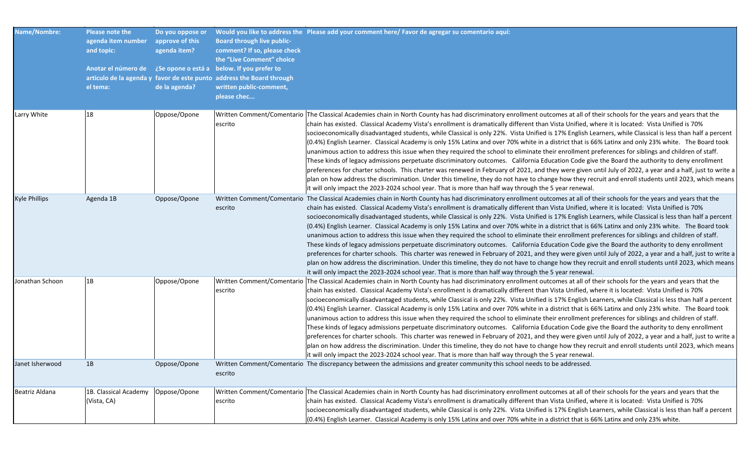| Name/Nombre: | Please note the agenda item number and topic: Anotar el número de articulo de la agenda y el tema: | Do you oppose or approve of this agenda item? ¿Se opone o está a favor de este punto de la agenda? | Would you like to address the Board through live public-comment? If so, please check the "Live Comment" choice below. If you prefer to address the Board through written public-comment, please chec... | Please add your comment here/ Favor de agregar su comentario aquí: |
|---|---|---|---|---|
| Larry White | 18 | Oppose/Opone | Written Comment/Comentario escrito | The Classical Academies chain in North County has had discriminatory enrollment outcomes at all of their schools for the years and years that the chain has existed. Classical Academy Vista's enrollment is dramatically different than Vista Unified, where it is located: Vista Unified is 70% socioeconomically disadvantaged students, while Classical is only 22%. Vista Unified is 17% English Learners, while Classical is less than half a percent (0.4%) English Learner. Classical Academy is only 15% Latinx and over 70% white in a district that is 66% Latinx and only 23% white. The Board took unanimous action to address this issue when they required the school to eliminate their enrollment preferences for siblings and children of staff. These kinds of legacy admissions perpetuate discriminatory outcomes. California Education Code give the Board the authority to deny enrollment preferences for charter schools. This charter was renewed in February of 2021, and they were given until July of 2022, a year and a half, just to write a plan on how address the discrimination. Under this timeline, they do not have to change how they recruit and enroll students until 2023, which means it will only impact the 2023-2024 school year. That is more than half way through the 5 year renewal. |
| Kyle Phillips | Agenda 1B | Oppose/Opone | Written Comment/Comentario escrito | The Classical Academies chain in North County has had discriminatory enrollment outcomes at all of their schools for the years and years that the chain has existed. Classical Academy Vista's enrollment is dramatically different than Vista Unified, where it is located: Vista Unified is 70% socioeconomically disadvantaged students, while Classical is only 22%. Vista Unified is 17% English Learners, while Classical is less than half a percent (0.4%) English Learner. Classical Academy is only 15% Latinx and over 70% white in a district that is 66% Latinx and only 23% white. The Board took unanimous action to address this issue when they required the school to eliminate their enrollment preferences for siblings and children of staff. These kinds of legacy admissions perpetuate discriminatory outcomes. California Education Code give the Board the authority to deny enrollment preferences for charter schools. This charter was renewed in February of 2021, and they were given until July of 2022, a year and a half, just to write a plan on how address the discrimination. Under this timeline, they do not have to change how they recruit and enroll students until 2023, which means it will only impact the 2023-2024 school year. That is more than half way through the 5 year renewal. |
| Jonathan Schoon | 1B | Oppose/Opone | Written Comment/Comentario escrito | The Classical Academies chain in North County has had discriminatory enrollment outcomes at all of their schools for the years and years that the chain has existed. Classical Academy Vista's enrollment is dramatically different than Vista Unified, where it is located: Vista Unified is 70% socioeconomically disadvantaged students, while Classical is only 22%. Vista Unified is 17% English Learners, while Classical is less than half a percent (0.4%) English Learner. Classical Academy is only 15% Latinx and over 70% white in a district that is 66% Latinx and only 23% white. The Board took unanimous action to address this issue when they required the school to eliminate their enrollment preferences for siblings and children of staff. These kinds of legacy admissions perpetuate discriminatory outcomes. California Education Code give the Board the authority to deny enrollment preferences for charter schools. This charter was renewed in February of 2021, and they were given until July of 2022, a year and a half, just to write a plan on how address the discrimination. Under this timeline, they do not have to change how they recruit and enroll students until 2023, which means it will only impact the 2023-2024 school year. That is more than half way through the 5 year renewal. |
| Janet Isherwood | 1B | Oppose/Opone | Written Comment/Comentario escrito | The discrepancy between the admissions and greater community this school needs to be addressed. |
| Beatriz Aldana | 1B. Classical Academy (Vista, CA) | Oppose/Opone | Written Comment/Comentario escrito | The Classical Academies chain in North County has had discriminatory enrollment outcomes at all of their schools for the years and years that the chain has existed. Classical Academy Vista's enrollment is dramatically different than Vista Unified, where it is located: Vista Unified is 70% socioeconomically disadvantaged students, while Classical is only 22%. Vista Unified is 17% English Learners, while Classical is less than half a percent (0.4%) English Learner. Classical Academy is only 15% Latinx and over 70% white in a district that is 66% Latinx and only 23% white. |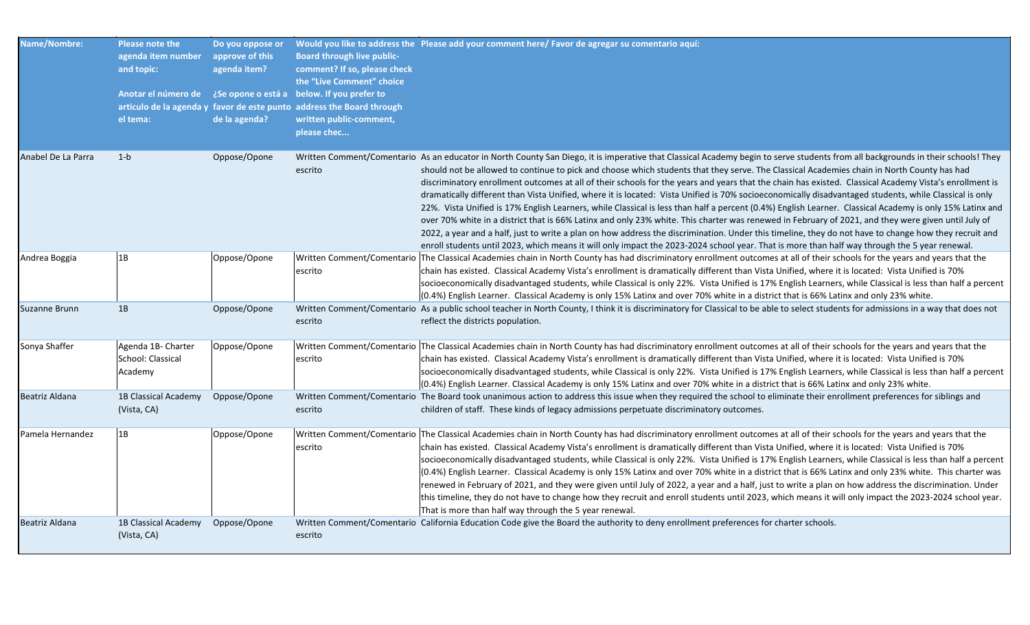| Name/Nombre: | Please note the agenda item number and topic:<br><br>Anotar el número de articulo de la agenda y el tema: | Do you oppose or approve of this agenda item?<br><br>¿Se opone o está a favor de este punto de la agenda? | Would you like to address the Board through live public-comment? If so, please check the "Live Comment" choice below. If you prefer to address the Board through written public-comment, please chec... | Please add your comment here/ Favor de agregar su comentario aquí: |
|---|---|---|---|---|
| Anabel De La Parra | 1-b | Oppose/Opone | Written Comment/Comentario escrito | As an educator in North County San Diego, it is imperative that Classical Academy begin to serve students from all backgrounds in their schools! They should not be allowed to continue to pick and choose which students that they serve. The Classical Academies chain in North County has had discriminatory enrollment outcomes at all of their schools for the years and years that the chain has existed. Classical Academy Vista's enrollment is dramatically different than Vista Unified, where it is located: Vista Unified is 70% socioeconomically disadvantaged students, while Classical is only 22%. Vista Unified is 17% English Learners, while Classical is less than half a percent (0.4%) English Learner. Classical Academy is only 15% Latinx and over 70% white in a district that is 66% Latinx and only 23% white. This charter was renewed in February of 2021, and they were given until July of 2022, a year and a half, just to write a plan on how address the discrimination. Under this timeline, they do not have to change how they recruit and enroll students until 2023, which means it will only impact the 2023-2024 school year. That is more than half way through the 5 year renewal. |
| Andrea Boggia | 1B | Oppose/Opone | Written Comment/Comentario escrito | The Classical Academies chain in North County has had discriminatory enrollment outcomes at all of their schools for the years and years that the chain has existed. Classical Academy Vista's enrollment is dramatically different than Vista Unified, where it is located: Vista Unified is 70% socioeconomically disadvantaged students, while Classical is only 22%. Vista Unified is 17% English Learners, while Classical is less than half a percent (0.4%) English Learner. Classical Academy is only 15% Latinx and over 70% white in a district that is 66% Latinx and only 23% white. |
| Suzanne Brunn | 1B | Oppose/Opone | Written Comment/Comentario escrito | As a public school teacher in North County, I think it is discriminatory for Classical to be able to select students for admissions in a way that does not reflect the districts population. |
| Sonya Shaffer | Agenda 1B- Charter School: Classical Academy | Oppose/Opone | Written Comment/Comentario escrito | The Classical Academies chain in North County has had discriminatory enrollment outcomes at all of their schools for the years and years that the chain has existed. Classical Academy Vista's enrollment is dramatically different than Vista Unified, where it is located: Vista Unified is 70% socioeconomically disadvantaged students, while Classical is only 22%. Vista Unified is 17% English Learners, while Classical is less than half a percent (0.4%) English Learner. Classical Academy is only 15% Latinx and over 70% white in a district that is 66% Latinx and only 23% white. |
| Beatriz Aldana | 1B Classical Academy (Vista, CA) | Oppose/Opone | Written Comment/Comentario escrito | The Board took unanimous action to address this issue when they required the school to eliminate their enrollment preferences for siblings and children of staff. These kinds of legacy admissions perpetuate discriminatory outcomes. |
| Pamela Hernandez | 1B | Oppose/Opone | Written Comment/Comentario escrito | The Classical Academies chain in North County has had discriminatory enrollment outcomes at all of their schools for the years and years that the chain has existed. Classical Academy Vista's enrollment is dramatically different than Vista Unified, where it is located: Vista Unified is 70% socioeconomically disadvantaged students, while Classical is only 22%. Vista Unified is 17% English Learners, while Classical is less than half a percent (0.4%) English Learner. Classical Academy is only 15% Latinx and over 70% white in a district that is 66% Latinx and only 23% white. This charter was renewed in February of 2021, and they were given until July of 2022, a year and a half, just to write a plan on how address the discrimination. Under this timeline, they do not have to change how they recruit and enroll students until 2023, which means it will only impact the 2023-2024 school year. That is more than half way through the 5 year renewal. |
| Beatriz Aldana | 1B Classical Academy (Vista, CA) | Oppose/Opone | Written Comment/Comentario escrito | California Education Code give the Board the authority to deny enrollment preferences for charter schools. |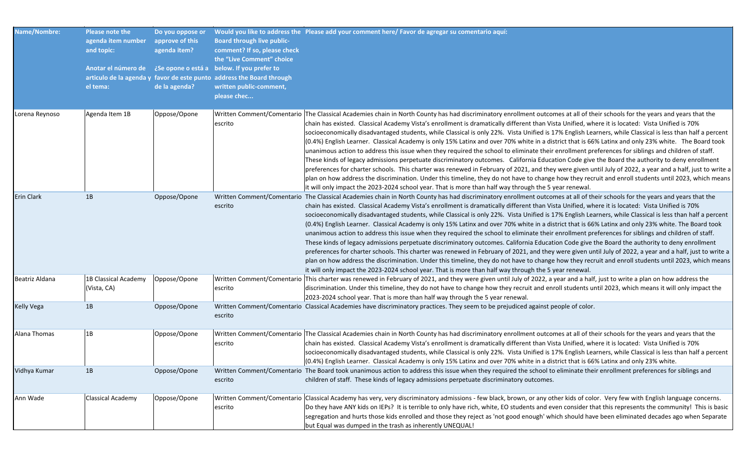| Name/Nombre: | Please note the agenda item number and topic: Anotar el número de articulo de la agenda y el tema: | Do you oppose or approve of this agenda item? ¿Se opone o está a favor de este punto de la agenda? | Would you like to address the Board through live public-comment? If so, please check the "Live Comment" choice below. If you prefer to address the Board through written public-comment, please chec... | Please add your comment here/ Favor de agregar su comentario aquí: |
|---|---|---|---|---|
| Lorena Reynoso | Agenda Item 1B | Oppose/Opone | Written Comment/Comentario escrito | The Classical Academies chain in North County has had discriminatory enrollment outcomes at all of their schools for the years and years that the chain has existed. Classical Academy Vista's enrollment is dramatically different than Vista Unified, where it is located: Vista Unified is 70% socioeconomically disadvantaged students, while Classical is only 22%. Vista Unified is 17% English Learners, while Classical is less than half a percent (0.4%) English Learner. Classical Academy is only 15% Latinx and over 70% white in a district that is 66% Latinx and only 23% white. The Board took unanimous action to address this issue when they required the school to eliminate their enrollment preferences for siblings and children of staff. These kinds of legacy admissions perpetuate discriminatory outcomes. California Education Code give the Board the authority to deny enrollment preferences for charter schools. This charter was renewed in February of 2021, and they were given until July of 2022, a year and a half, just to write a plan on how address the discrimination. Under this timeline, they do not have to change how they recruit and enroll students until 2023, which means it will only impact the 2023-2024 school year. That is more than half way through the 5 year renewal. |
| Erin Clark | 1B | Oppose/Opone | Written Comment/Comentario escrito | The Classical Academies chain in North County has had discriminatory enrollment outcomes at all of their schools for the years and years that the chain has existed. Classical Academy Vista's enrollment is dramatically different than Vista Unified, where it is located: Vista Unified is 70% socioeconomically disadvantaged students, while Classical is only 22%. Vista Unified is 17% English Learners, while Classical is less than half a percent (0.4%) English Learner. Classical Academy is only 15% Latinx and over 70% white in a district that is 66% Latinx and only 23% white. The Board took unanimous action to address this issue when they required the school to eliminate their enrollment preferences for siblings and children of staff. These kinds of legacy admissions perpetuate discriminatory outcomes. California Education Code give the Board the authority to deny enrollment preferences for charter schools. This charter was renewed in February of 2021, and they were given until July of 2022, a year and a half, just to write a plan on how address the discrimination. Under this timeline, they do not have to change how they recruit and enroll students until 2023, which means it will only impact the 2023-2024 school year. That is more than half way through the 5 year renewal. |
| Beatriz Aldana | 1B Classical Academy (Vista, CA) | Oppose/Opone | Written Comment/Comentario escrito | This charter was renewed in February of 2021, and they were given until July of 2022, a year and a half, just to write a plan on how address the discrimination. Under this timeline, they do not have to change how they recruit and enroll students until 2023, which means it will only impact the 2023-2024 school year. That is more than half way through the 5 year renewal. |
| Kelly Vega | 1B | Oppose/Opone | Written Comment/Comentario escrito | Classical Academies have discriminatory practices. They seem to be prejudiced against people of color. |
| Alana Thomas | 1B | Oppose/Opone | Written Comment/Comentario escrito | The Classical Academies chain in North County has had discriminatory enrollment outcomes at all of their schools for the years and years that the chain has existed. Classical Academy Vista's enrollment is dramatically different than Vista Unified, where it is located: Vista Unified is 70% socioeconomically disadvantaged students, while Classical is only 22%. Vista Unified is 17% English Learners, while Classical is less than half a percent (0.4%) English Learner. Classical Academy is only 15% Latinx and over 70% white in a district that is 66% Latinx and only 23% white. |
| Vidhya Kumar | 1B | Oppose/Opone | Written Comment/Comentario escrito | The Board took unanimous action to address this issue when they required the school to eliminate their enrollment preferences for siblings and children of staff. These kinds of legacy admissions perpetuate discriminatory outcomes. |
| Ann Wade | Classical Academy | Oppose/Opone | Written Comment/Comentario escrito | Classical Academy has very, very discriminatory admissions - few black, brown, or any other kids of color. Very few with English language concerns. Do they have ANY kids on IEPs? It is terrible to only have rich, white, EO students and even consider that this represents the community! This is basic segregation and hurts those kids enrolled and those they reject as 'not good enough' which should have been eliminated decades ago when Separate but Equal was dumped in the trash as inherently UNEQUAL! |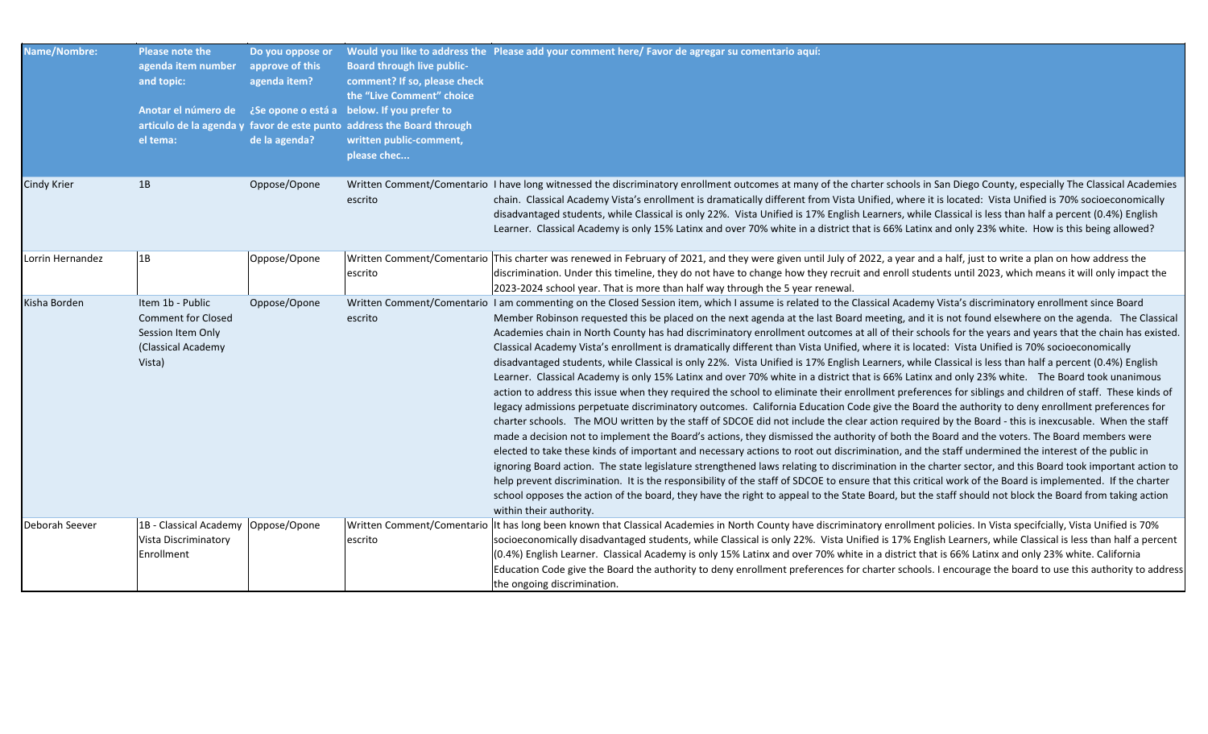| Name/Nombre: | Please note the agenda item number and topic:<br><br>Anotar el número de articulo de la agenda y el tema: | Do you oppose or approve of this agenda item?<br><br>¿Se opone o está a favor de este punto de la agenda? | Would you like to address the Board through live public-comment? If so, please check the "Live Comment" choice below. If you prefer to address the Board through written public-comment, please chec... | Please add your comment here/ Favor de agregar su comentario aquí: |
|---|---|---|---|---|
| Cindy Krier | 1B | Oppose/Opone | Written Comment/Comentario escrito | I have long witnessed the discriminatory enrollment outcomes at many of the charter schools in San Diego County, especially The Classical Academies chain. Classical Academy Vista's enrollment is dramatically different from Vista Unified, where it is located: Vista Unified is 70% socioeconomically disadvantaged students, while Classical is only 22%. Vista Unified is 17% English Learners, while Classical is less than half a percent (0.4%) English Learner. Classical Academy is only 15% Latinx and over 70% white in a district that is 66% Latinx and only 23% white. How is this being allowed? |
| Lorrin Hernandez | 1B | Oppose/Opone | Written Comment/Comentario escrito | This charter was renewed in February of 2021, and they were given until July of 2022, a year and a half, just to write a plan on how address the discrimination. Under this timeline, they do not have to change how they recruit and enroll students until 2023, which means it will only impact the 2023-2024 school year. That is more than half way through the 5 year renewal. |
| Kisha Borden | Item 1b - Public Comment for Closed Session Item Only (Classical Academy Vista) | Oppose/Opone | Written Comment/Comentario escrito | I am commenting on the Closed Session item, which I assume is related to the Classical Academy Vista's discriminatory enrollment since Board Member Robinson requested this be placed on the next agenda at the last Board meeting, and it is not found elsewhere on the agenda. The Classical Academies chain in North County has had discriminatory enrollment outcomes at all of their schools for the years and years that the chain has existed. Classical Academy Vista's enrollment is dramatically different than Vista Unified, where it is located: Vista Unified is 70% socioeconomically disadvantaged students, while Classical is only 22%. Vista Unified is 17% English Learners, while Classical is less than half a percent (0.4%) English Learner. Classical Academy is only 15% Latinx and over 70% white in a district that is 66% Latinx and only 23% white. The Board took unanimous action to address this issue when they required the school to eliminate their enrollment preferences for siblings and children of staff. These kinds of legacy admissions perpetuate discriminatory outcomes. California Education Code give the Board the authority to deny enrollment preferences for charter schools. The MOU written by the staff of SDCOE did not include the clear action required by the Board - this is inexcusable. When the staff made a decision not to implement the Board's actions, they dismissed the authority of both the Board and the voters. The Board members were elected to take these kinds of important and necessary actions to root out discrimination, and the staff undermined the interest of the public in ignoring Board action. The state legislature strengthened laws relating to discrimination in the charter sector, and this Board took important action to help prevent discrimination. It is the responsibility of the staff of SDCOE to ensure that this critical work of the Board is implemented. If the charter school opposes the action of the board, they have the right to appeal to the State Board, but the staff should not block the Board from taking action within their authority. |
| Deborah Seever | 1B - Classical Academy Vista Discriminatory Enrollment | Oppose/Opone | Written Comment/Comentario escrito | It has long been known that Classical Academies in North County have discriminatory enrollment policies. In Vista specifcially, Vista Unified is 70% socioeconomically disadvantaged students, while Classical is only 22%. Vista Unified is 17% English Learners, while Classical is less than half a percent (0.4%) English Learner. Classical Academy is only 15% Latinx and over 70% white in a district that is 66% Latinx and only 23% white. California Education Code give the Board the authority to deny enrollment preferences for charter schools. I encourage the board to use this authority to address the ongoing discrimination. |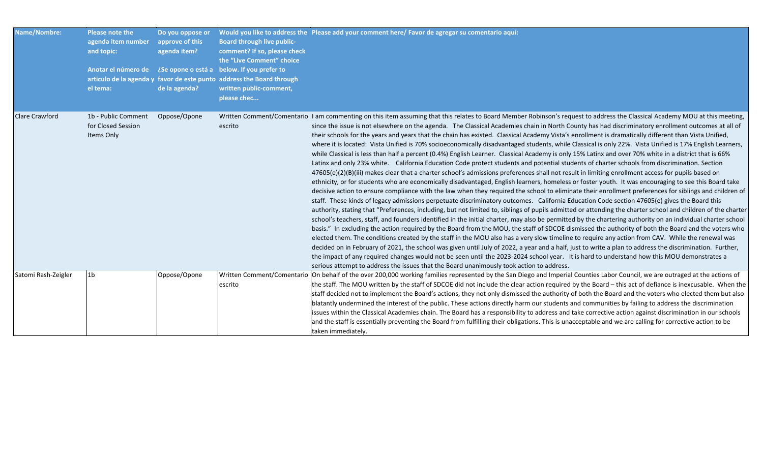| Name/Nombre: | Please note the agenda item number and topic:<br><br>Anotar el número de articulo de la agenda y el tema: | Do you oppose or approve of this agenda item?<br><br>¿Se opone o está a favor de este punto de la agenda? | Would you like to address the Board through live public-comment? If so, please check the "Live Comment" choice below. If you prefer to address the Board through written public-comment, please chec... | Please add your comment here/ Favor de agregar su comentario aquí: |
|---|---|---|---|---|
| Clare Crawford | 1b - Public Comment for Closed Session Items Only | Oppose/Opone | Written Comment/Comentario escrito | I am commenting on this item assuming that this relates to Board Member Robinson's request to address the Classical Academy MOU at this meeting, since the issue is not elsewhere on the agenda. The Classical Academies chain in North County has had discriminatory enrollment outcomes at all of their schools for the years and years that the chain has existed. Classical Academy Vista's enrollment is dramatically different than Vista Unified, where it is located: Vista Unified is 70% socioeconomically disadvantaged students, while Classical is only 22%. Vista Unified is 17% English Learners, while Classical is less than half a percent (0.4%) English Learner. Classical Academy is only 15% Latinx and over 70% white in a district that is 66% Latinx and only 23% white. California Education Code protect students and potential students of charter schools from discrimination. Section 47605(e)(2)(B)(iii) makes clear that a charter school's admissions preferences shall not result in limiting enrollment access for pupils based on ethnicity, or for students who are economically disadvantaged, English learners, homeless or foster youth. It was encouraging to see this Board take decisive action to ensure compliance with the law when they required the school to eliminate their enrollment preferences for siblings and children of staff. These kinds of legacy admissions perpetuate discriminatory outcomes. California Education Code section 47605(e) gives the Board this authority, stating that "Preferences, including, but not limited to, siblings of pupils admitted or attending the charter school and children of the charter school's teachers, staff, and founders identified in the initial charter, may also be permitted by the chartering authority on an individual charter school basis." In excluding the action required by the Board from the MOU, the staff of SDCOE dismissed the authority of both the Board and the voters who elected them. The conditions created by the staff in the MOU also has a very slow timeline to require any action from CAV. While the renewal was decided on in February of 2021, the school was given until July of 2022, a year and a half, just to write a plan to address the discrimination. Further, the impact of any required changes would not be seen until the 2023-2024 school year. It is hard to understand how this MOU demonstrates a serious attempt to address the issues that the Board unanimously took action to address. |
| Satomi Rash-Zeigler | 1b | Oppose/Opone | Written Comment/Comentario escrito | On behalf of the over 200,000 working families represented by the San Diego and Imperial Counties Labor Council, we are outraged at the actions of the staff. The MOU written by the staff of SDCOE did not include the clear action required by the Board – this act of defiance is inexcusable. When the staff decided not to implement the Board's actions, they not only dismissed the authority of both the Board and the voters who elected them but also blatantly undermined the interest of the public. These actions directly harm our students and communities by failing to address the discrimination issues within the Classical Academies chain. The Board has a responsibility to address and take corrective action against discrimination in our schools and the staff is essentially preventing the Board from fulfilling their obligations. This is unacceptable and we are calling for corrective action to be taken immediately. |